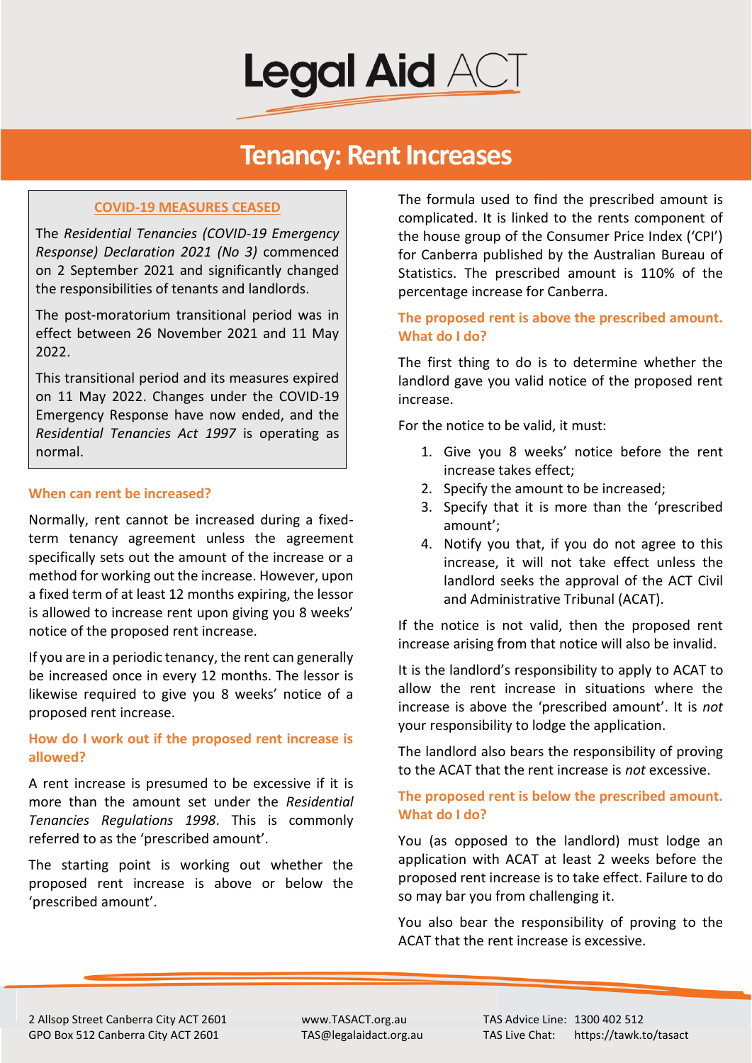# Legal Aid ACT

# Tenancy: Rent Increases

**COVID-19 MEASURES CEASED**

The *Residential Tenancies (COVID-19 Emergency Response) Declaration 2021 (No 3)* commenced on 2 September 2021 and significantly changed the responsibilities of tenants and landlords.

The post-moratorium transitional period was in effect between 26 November 2021 and 11 May 2022.

This transitional period and its measures expired on 11 May 2022. Changes under the COVID-19 Emergency Response have now ended, and the *Residential Tenancies Act 1997* is operating as normal.

## When can rent be increased?

Normally, rent cannot be increased during a fixed-term tenancy agreement unless the agreement specifically sets out the amount of the increase or a method for working out the increase. However, upon a fixed term of at least 12 months expiring, the lessor is allowed to increase rent upon giving you 8 weeks' notice of the proposed rent increase.

If you are in a periodic tenancy, the rent can generally be increased once in every 12 months. The lessor is likewise required to give you 8 weeks' notice of a proposed rent increase.

## How do I work out if the proposed rent increase is allowed?

A rent increase is presumed to be excessive if it is more than the amount set under the *Residential Tenancies Regulations 1998*. This is commonly referred to as the 'prescribed amount'.

The starting point is working out whether the proposed rent increase is above or below the 'prescribed amount'.

The formula used to find the prescribed amount is complicated. It is linked to the rents component of the house group of the Consumer Price Index ('CPI') for Canberra published by the Australian Bureau of Statistics. The prescribed amount is 110% of the percentage increase for Canberra.

## The proposed rent is above the prescribed amount. What do I do?

The first thing to do is to determine whether the landlord gave you valid notice of the proposed rent increase.

For the notice to be valid, it must:

1. Give you 8 weeks' notice before the rent increase takes effect;
2. Specify the amount to be increased;
3. Specify that it is more than the 'prescribed amount';
4. Notify you that, if you do not agree to this increase, it will not take effect unless the landlord seeks the approval of the ACT Civil and Administrative Tribunal (ACAT).

If the notice is not valid, then the proposed rent increase arising from that notice will also be invalid.

It is the landlord's responsibility to apply to ACAT to allow the rent increase in situations where the increase is above the 'prescribed amount'. It is *not* your responsibility to lodge the application.

The landlord also bears the responsibility of proving to the ACAT that the rent increase is *not* excessive.

## The proposed rent is below the prescribed amount. What do I do?

You (as opposed to the landlord) must lodge an application with ACAT at least 2 weeks before the proposed rent increase is to take effect. Failure to do so may bar you from challenging it.

You also bear the responsibility of proving to the ACAT that the rent increase is excessive.

2 Allsop Street Canberra City ACT 2601
GPO Box 512 Canberra City ACT 2601

www.TASACT.org.au
TAS@legalaidact.org.au

TAS Advice Line: 1300 402 512
TAS Live Chat: https://tawk.to/tasact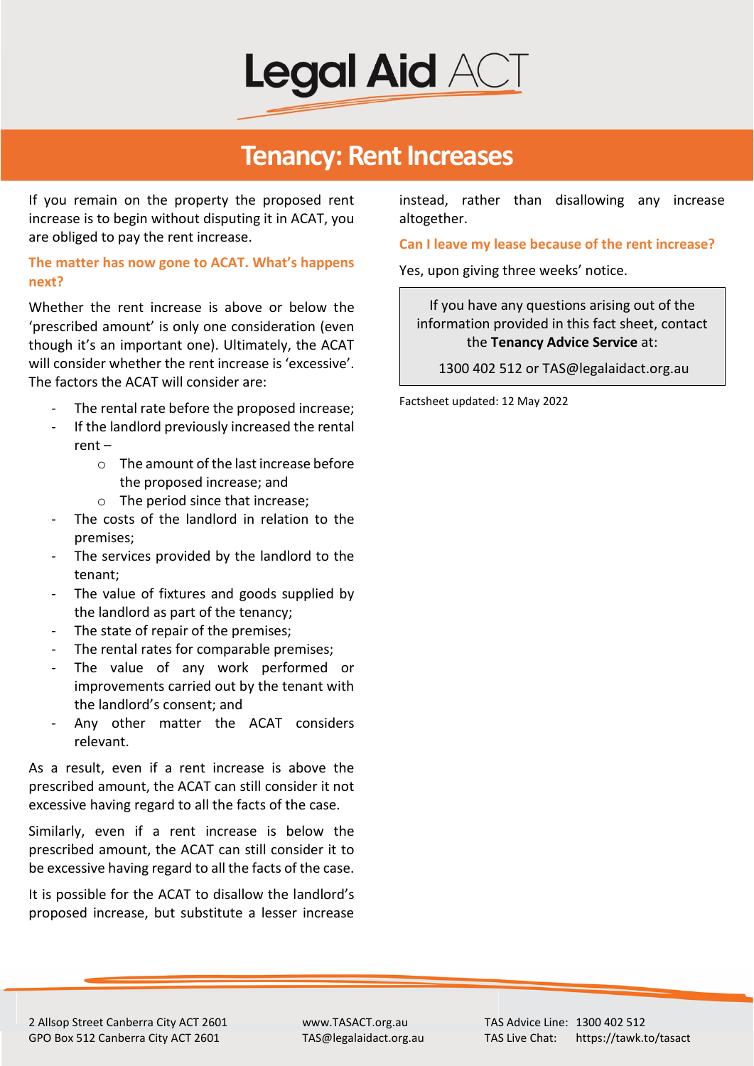If you remain on the property the proposed rent increase is to begin without disputing it in ACAT, you are obliged to pay the rent increase.

### The matter has now gone to ACAT. What's happens next?

Whether the rent increase is above or below the 'prescribed amount' is only one consideration (even though it's an important one). Ultimately, the ACAT will consider whether the rent increase is 'excessive'. The factors the ACAT will consider are:

- The rental rate before the proposed increase;
- If the landlord previously increased the rental rent –
  - The amount of the last increase before the proposed increase; and
  - The period since that increase;
- The costs of the landlord in relation to the premises;
- The services provided by the landlord to the tenant;
- The value of fixtures and goods supplied by the landlord as part of the tenancy;
- The state of repair of the premises;
- The rental rates for comparable premises;
- The value of any work performed or improvements carried out by the tenant with the landlord's consent; and
- Any other matter the ACAT considers relevant.

As a result, even if a rent increase is above the prescribed amount, the ACAT can still consider it not excessive having regard to all the facts of the case.

Similarly, even if a rent increase is below the prescribed amount, the ACAT can still consider it to be excessive having regard to all the facts of the case.

It is possible for the ACAT to disallow the landlord's proposed increase, but substitute a lesser increase instead, rather than disallowing any increase altogether.

### Can I leave my lease because of the rent increase?

Yes, upon giving three weeks' notice.

> If you have any questions arising out of the information provided in this fact sheet, contact the **Tenancy Advice Service** at:
>
> 1300 402 512 or TAS@legalaidact.org.au

Factsheet updated: 12 May 2022